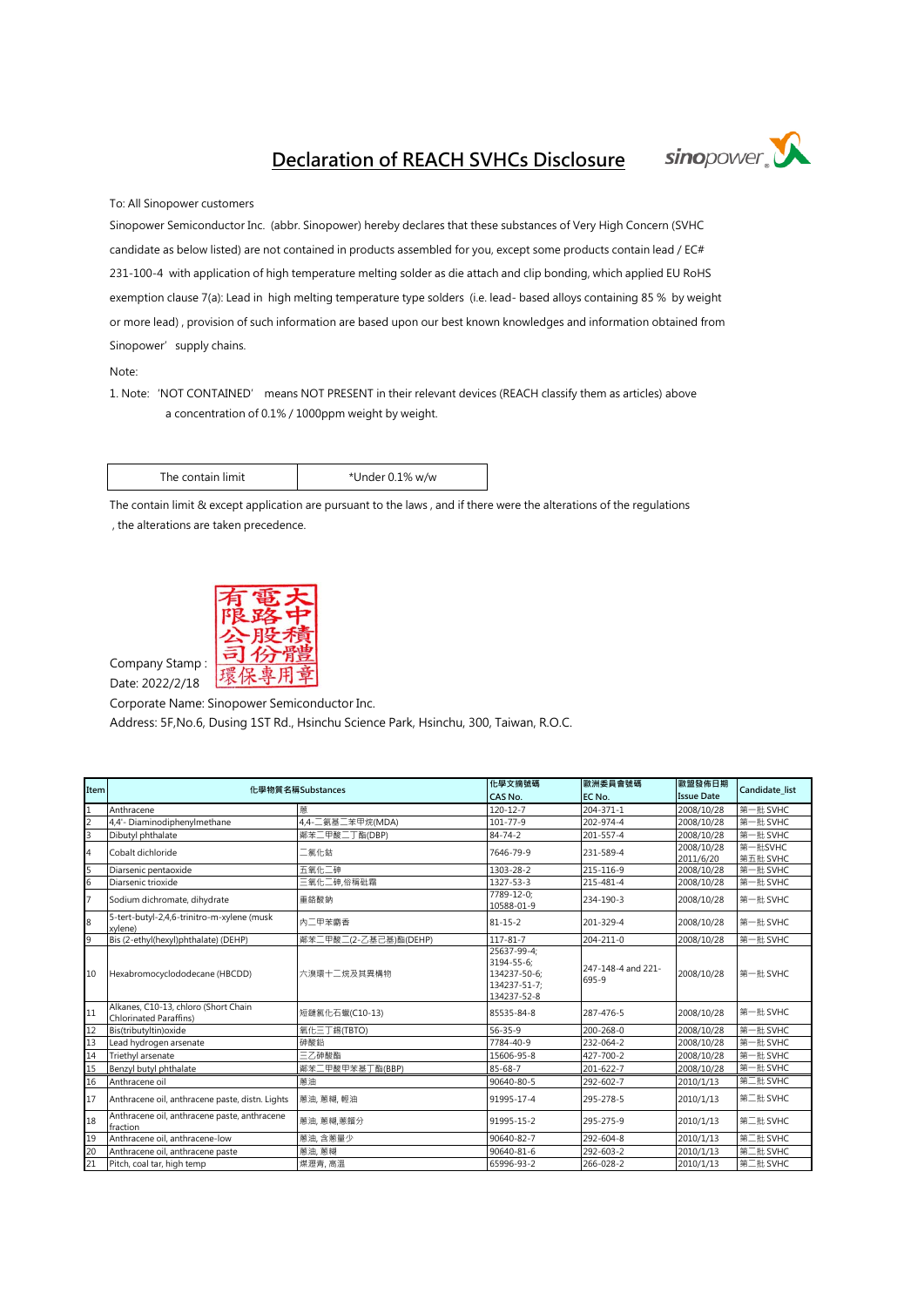# Declaration of REACH SVHCs Disclosure

To: All Sinopower customers

Sinopower Semiconductor Inc. (abbr. Sinopower) hereby declares that these substances of Very High Concern (SVHC candidate as below listed) are not contained in products assembled for you, except some products contain lead / EC# 231-100-4 with application of high temperature melting solder as die attach and clip bonding, which applied EU RoHS exemption clause 7(a): Lead in high melting temperature type solders (i.e. lead- based alloys containing 85 % by weight or more lead) , provision of such information are based upon our best known knowledges and information obtained from Sinopower' supply chains.

Note:

1. Note: 'NOT CONTAINED' means NOT PRESENT in their relevant devices (REACH classify them as articles) above a concentration of 0.1% / 1000ppm weight by weight.

| | |
|---|---|
| The contain limit | *Under 0.1% w/w |

The contain limit & except application are pursuant to the laws , and if there were the alterations of the regulations , the alterations are taken precedence.

Company Stamp : 大中積體電路股份有限公司 環保專用章

Date: 2022/2/18

Corporate Name: Sinopower Semiconductor Inc.

Address: 5F,No.6, Dusing 1ST Rd., Hsinchu Science Park, Hsinchu, 300, Taiwan, R.O.C.

| Item | 化學物質名稱Substances | | 化學文摘號碼 CAS No. | 歐洲委員會號碼 EC No. | 歐盟發佈日期 Issue Date | Candidate_list |
|---|---|---|---|---|---|---|
| 1 | Anthracene | 蒽 | 120-12-7 | 204-371-1 | 2008/10/28 | 第一批 SVHC |
| 2 | 4,4'- Diaminodiphenylmethane | 4,4-二氨基二苯甲烷(MDA) | 101-77-9 | 202-974-4 | 2008/10/28 | 第一批 SVHC |
| 3 | Dibutyl phthalate | 鄰苯二甲酸二丁酯(DBP) | 84-74-2 | 201-557-4 | 2008/10/28 | 第一批 SVHC |
| 4 | Cobalt dichloride | 二氯化鈷 | 7646-79-9 | 231-589-4 | 2008/10/28 2011/6/20 | 第一批SVHC 第五批 SVHC |
| 5 | Diarsenic pentaoxide | 五氧化二砷 | 1303-28-2 | 215-116-9 | 2008/10/28 | 第一批 SVHC |
| 6 | Diarsenic trioxide | 三氧化二砷,俗稱砒霜 | 1327-53-3 | 215-481-4 | 2008/10/28 | 第一批 SVHC |
| 7 | Sodium dichromate, dihydrate | 重鉻酸鈉 | 7789-12-0; 10588-01-9 | 234-190-3 | 2008/10/28 | 第一批 SVHC |
| 8 | 5-tert-butyl-2,4,6-trinitro-m-xylene (musk xylene) | 內二甲苯麝香 | 81-15-2 | 201-329-4 | 2008/10/28 | 第一批 SVHC |
| 9 | Bis (2-ethyl(hexyl)phthalate) (DEHP) | 鄰苯二甲酸二(2-乙基己基)酯(DEHP) | 117-81-7 | 204-211-0 | 2008/10/28 | 第一批 SVHC |
| 10 | Hexabromocyclododecane (HBCDD) | 六溴環十二烷及其異構物 | 25637-99-4; 3194-55-6; 134237-50-6; 134237-51-7; 134237-52-8 | 247-148-4 and 221-695-9 | 2008/10/28 | 第一批 SVHC |
| 11 | Alkanes, C10-13, chloro (Short Chain Chlorinated Paraffins) | 短鏈氯化石蠟(C10-13) | 85535-84-8 | 287-476-5 | 2008/10/28 | 第一批 SVHC |
| 12 | Bis(tributyltin)oxide | 氧化三丁錫(TBTO) | 56-35-9 | 200-268-0 | 2008/10/28 | 第一批 SVHC |
| 13 | Lead hydrogen arsenate | 砷酸鉛 | 7784-40-9 | 232-064-2 | 2008/10/28 | 第一批 SVHC |
| 14 | Triethyl arsenate | 三乙砷酸酯 | 15606-95-8 | 427-700-2 | 2008/10/28 | 第一批 SVHC |
| 15 | Benzyl butyl phthalate | 鄰苯二甲酸甲苯基丁酯(BBP) | 85-68-7 | 201-622-7 | 2008/10/28 | 第一批 SVHC |
| 16 | Anthracene oil | 蒽油 | 90640-80-5 | 292-602-7 | 2010/1/13 | 第二批 SVHC |
| 17 | Anthracene oil, anthracene paste, distn. Lights | 蒽油, 蒽糊, 輕油 | 91995-17-4 | 295-278-5 | 2010/1/13 | 第二批 SVHC |
| 18 | Anthracene oil, anthracene paste, anthracene fraction | 蒽油, 蒽糊,蒽餾分 | 91995-15-2 | 295-275-9 | 2010/1/13 | 第二批 SVHC |
| 19 | Anthracene oil, anthracene-low | 蒽油, 含蒽量少 | 90640-82-7 | 292-604-8 | 2010/1/13 | 第二批 SVHC |
| 20 | Anthracene oil, anthracene paste | 蒽油, 蒽糊 | 90640-81-6 | 292-603-2 | 2010/1/13 | 第二批 SVHC |
| 21 | Pitch, coal tar, high temp | 煤瀝青, 高溫 | 65996-93-2 | 266-028-2 | 2010/1/13 | 第二批 SVHC |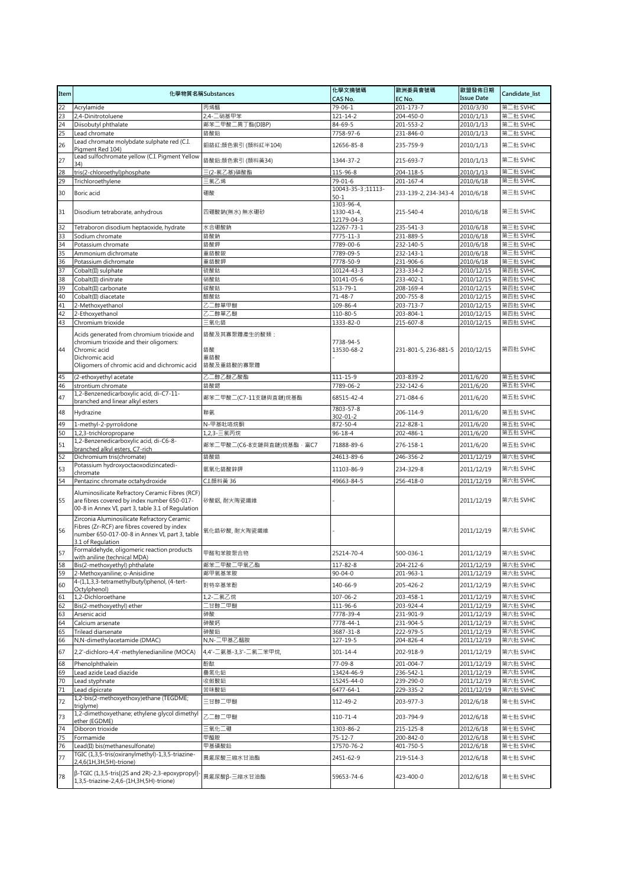| Item | 化學物質名稱Substances | | 化學文摘號碼<br>CAS No. | 歐洲委員會號碼<br>EC No. | 歐盟發佈日期<br>Issue Date | Candidate_list |
|---|---|---|---|---|---|---|
| 22 | Acrylamide | 丙烯醯 | 79-06-1 | 201-173-7 | 2010/3/30 | 第二批 SVHC |
| 23 | 2,4-Dinitrotoluene | 2,4-二硝基甲苯 | 121-14-2 | 204-450-0 | 2010/1/13 | 第二批 SVHC |
| 24 | Diisobutyl phthalate | 鄰苯二甲酸二異丁酯(DIBP) | 84-69-5 | 201-553-2 | 2010/1/13 | 第二批 SVHC |
| 25 | Lead chromate | 鉻酸鉛 | 7758-97-6 | 231-846-0 | 2010/1/13 | 第二批 SVHC |
| 26 | Lead chromate molybdate sulphate red (C.I. Pigment Red 104) | 鉬鉻紅;顏色索引 (顏料紅半104) | 12656-85-8 | 235-759-9 | 2010/1/13 | 第二批 SVHC |
| 27 | Lead sulfochromate yellow (C.I. Pigment Yellow 34) | 鉻酸鉛;顏色索引 (顏料黃34) | 1344-37-2 | 215-693-7 | 2010/1/13 | 第二批 SVHC |
| 28 | tris(2-chloroethyl)phosphate | 三(2-氯乙基)磷酸酯 | 115-96-8 | 204-118-5 | 2010/1/13 | 第二批 SVHC |
| 29 | Trichloroethylene | 三氯乙烯 | 79-01-6 | 201-167-4 | 2010/6/18 | 第三批 SVHC |
| 30 | Boric acid | 硼酸 | 10043-35-3 ;11113-50-1 | 233-139-2, 234-343-4 | 2010/6/18 | 第三批 SVHC |
| 31 | Disodium tetraborate, anhydrous | 四硼酸鈉(無水) 無水硼砂 | 1303-96-4,<br>1330-43-4,<br>12179-04-3 | 215-540-4 | 2010/6/18 | 第三批 SVHC |
| 32 | Tetraboron disodium heptaoxide, hydrate | 水合硼酸鈉 | 12267-73-1 | 235-541-3 | 2010/6/18 | 第三批 SVHC |
| 33 | Sodium chromate | 鉻酸鈉 | 7775-11-3 | 231-889-5 | 2010/6/18 | 第三批 SVHC |
| 34 | Potassium chromate | 鉻酸鉀 | 7789-00-6 | 232-140-5 | 2010/6/18 | 第三批 SVHC |
| 35 | Ammonium dichromate | 重鉻酸銨 | 7789-09-5 | 232-143-1 | 2010/6/18 | 第三批 SVHC |
| 36 | Potassium dichromate | 重鉻酸鉀 | 7778-50-9 | 231-906-6 | 2010/6/18 | 第三批 SVHC |
| 37 | Cobalt(II) sulphate | 硫酸鈷 | 10124-43-3 | 233-334-2 | 2010/12/15 | 第四批 SVHC |
| 38 | Cobalt(II) dinitrate | 硝酸鈷 | 10141-05-6 | 233-402-1 | 2010/12/15 | 第四批 SVHC |
| 39 | Cobalt(II) carbonate | 碳酸鈷 | 513-79-1 | 208-169-4 | 2010/12/15 | 第四批 SVHC |
| 40 | Cobalt(II) diacetate | 醋酸鈷 | 71-48-7 | 200-755-8 | 2010/12/15 | 第四批 SVHC |
| 41 | 2-Methoxyethanol | 乙二醇單甲醚 | 109-86-4 | 203-713-7 | 2010/12/15 | 第四批 SVHC |
| 42 | 2-Ethoxyethanol | 乙二醇單乙醚 | 110-80-5 | 203-804-1 | 2010/12/15 | 第四批 SVHC |
| 43 | Chromium trioxide | 三氧化鉻 | 1333-82-0 | 215-607-8 | 2010/12/15 | 第四批 SVHC |
| 44 | Acids generated from chromium trioxide and chromium trioxide and their oligomers:<br>Chromic acid<br>Dichromic acid<br>Oligomers of chromic acid and dichromic acid | 鉻酸及其寡聚體產生的酸類：<br>鉻酸<br>重鉻酸<br>鉻酸及重鉻酸的寡聚體 | 7738-94-5<br>13530-68-2<br>- | 231-801-5, 236-881-5 | 2010/12/15 | 第四批 SVHC |
| 45 | (2-ethoxyethyl acetate | 乙二醇乙醚乙酸酯 | 111-15-9 | 203-839-2 | 2011/6/20 | 第五批 SVHC |
| 46 | strontium chromate | 鉻酸鍶 | 7789-06-2 | 232-142-6 | 2011/6/20 | 第五批 SVHC |
| 47 | 1,2-Benzenedicarboxylic acid, di-C7-11-branched and linear alkyl esters | 鄰苯二甲酸二(C7-11支鏈與直鏈)烷基酯 | 68515-42-4 | 271-084-6 | 2011/6/20 | 第五批 SVHC |
| 48 | Hydrazine | 聯氨 | 7803-57-8<br>302-01-2 | 206-114-9 | 2011/6/20 | 第五批 SVHC |
| 49 | 1-methyl-2-pyrrolidone | N-甲基吡咯烷酮 | 872-50-4 | 212-828-1 | 2011/6/20 | 第五批 SVHC |
| 50 | 1,2,3-trichloropropane | 1,2,3-三氯丙烷 | 96-18-4 | 202-486-1 | 2011/6/20 | 第五批 SVHC |
| 51 | 1,2-Benzenedicarboxylic acid, di-C6-8-branched alkyl esters, C7-rich | 鄰苯二甲酸二(C6-8支鏈與直鏈)烷基酯，富C7 | 71888-89-6 | 276-158-1 | 2011/6/20 | 第五批 SVHC |
| 52 | Dichromium tris(chromate) | 鉻酸鉻 | 24613-89-6 | 246-356-2 | 2011/12/19 | 第六批 SVHC |
| 53 | Potassium hydroxyoctaoxodizincatedi-chromate | 氫氧化鉻酸鋅鉀 | 11103-86-9 | 234-329-8 | 2011/12/19 | 第六批 SVHC |
| 54 | Pentazinc chromate octahydroxide | C.I.顏料黃 36 | 49663-84-5 | 256-418-0 | 2011/12/19 | 第六批 SVHC |
| 55 | Aluminosilicate Refractory Ceramic Fibres (RCF) are fibres covered by index number 650-017-00-8 in Annex VI, part 3, table 3.1 of Regulation | 矽酸鋁, 耐火陶瓷纖維 | - | | 2011/12/19 | 第六批 SVHC |
| 56 | Zirconia Aluminosilicate Refractory Ceramic Fibres (Zr-RCF) are fibres covered by index number 650-017-00-8 in Annex VI, part 3, table 3.1 of Regulation | 氧化鋯矽酸, 耐火陶瓷纖維 | - | | 2011/12/19 | 第六批 SVHC |
| 57 | Formaldehyde, oligomeric reaction products with aniline (technical MDA) | 甲醛和苯胺聚合物 | 25214-70-4 | 500-036-1 | 2011/12/19 | 第六批 SVHC |
| 58 | Bis(2-methoxyethyl) phthalate | 鄰苯二甲酸二甲氧乙酯 | 117-82-8 | 204-212-6 | 2011/12/19 | 第六批 SVHC |
| 59 | 2-Methoxyaniline; o-Anisidine | 鄰甲氧基苯胺 | 90-04-0 | 201-963-1 | 2011/12/19 | 第六批 SVHC |
| 60 | 4-(1,1,3,3-tetramethylbutyl)phenol, (4-tert-Octylphenol) | 對特辛基苯酚 | 140-66-9 | 205-426-2 | 2011/12/19 | 第六批 SVHC |
| 61 | 1,2-Dichloroethane | 1,2-二氯乙烷 | 107-06-2 | 203-458-1 | 2011/12/19 | 第六批 SVHC |
| 62 | Bis(2-methoxyethyl) ether | 二甘醇二甲醚 | 111-96-6 | 203-924-4 | 2011/12/19 | 第六批 SVHC |
| 63 | Arsenic acid | 砷酸 | 7778-39-4 | 231-901-9 | 2011/12/19 | 第六批 SVHC |
| 64 | Calcium arsenate | 砷酸鈣 | 7778-44-1 | 231-904-5 | 2011/12/19 | 第六批 SVHC |
| 65 | Trilead diarsenate | 砷酸鉛 | 3687-31-8 | 222-979-5 | 2011/12/19 | 第六批 SVHC |
| 66 | N,N-dimethylacetamide (DMAC) | N,N-二甲基乙醯胺 | 127-19-5 | 204-826-4 | 2011/12/19 | 第六批 SVHC |
| 67 | 2,2'-dichloro-4,4'-methylenedianiline (MOCA) | 4,4'-二氨基-3,3'-二氯二苯甲烷, | 101-14-4 | 202-918-9 | 2011/12/19 | 第六批 SVHC |
| 68 | Phenolphthalein | 酚酞 | 77-09-8 | 201-004-7 | 2011/12/19 | 第六批 SVHC |
| 69 | Lead azide Lead diazide | 疊氮化鉛 | 13424-46-9 | 236-542-1 | 2011/12/19 | 第六批 SVHC |
| 70 | Lead styphnate | 收斂酸鉛 | 15245-44-0 | 239-290-0 | 2011/12/19 | 第六批 SVHC |
| 71 | Lead dipicrate | 苦味酸鉛 | 6477-64-1 | 229-335-2 | 2011/12/19 | 第六批 SVHC |
| 72 | 1,2-bis(2-methoxyethoxy)ethane (TEGDME; triglyme) | 三甘醇二甲醚 | 112-49-2 | 203-977-3 | 2012/6/18 | 第七批 SVHC |
| 73 | 1,2-dimethoxyethane; ethylene glycol dimethyl ether (EGDME) | 乙二醇二甲醚 | 110-71-4 | 203-794-9 | 2012/6/18 | 第七批 SVHC |
| 74 | Diboron trioxide | 三氧化二硼 | 1303-86-2 | 215-125-8 | 2012/6/18 | 第七批 SVHC |
| 75 | Formamide | 甲醯胺 | 75-12-7 | 200-842-0 | 2012/6/18 | 第七批 SVHC |
| 76 | Lead(II) bis(methanesulfonate) | 甲基磺酸鉛 | 17570-76-2 | 401-750-5 | 2012/6/18 | 第七批 SVHC |
| 77 | TGIC (1,3,5-tris(oxiranylmethyl)-1,3,5-triazine-2,4,6(1H,3H,5H)-trione) | 異氰尿酸三縮水甘油酯 | 2451-62-9 | 219-514-3 | 2012/6/18 | 第七批 SVHC |
| 78 | β-TGIC (1,3,5-tris[(2S and 2R)-2,3-epoxypropyl]-1,3,5-triazine-2,4,6-(1H,3H,5H)-trione) | 異氰尿酸β-三縮水甘油酯 | 59653-74-6 | 423-400-0 | 2012/6/18 | 第七批 SVHC |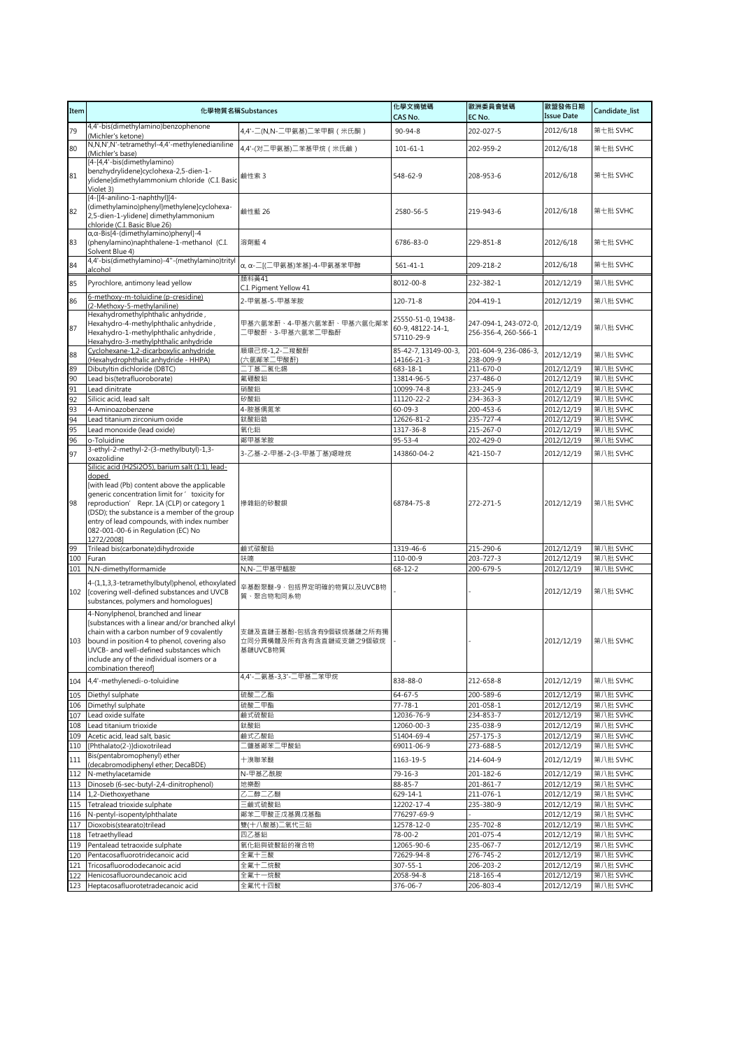| Item | 化學物質名稱Substances | | 化學文摘號碼 CAS No. | 歐洲委員會號碼 EC No. | 歐盟發佈日期 Issue Date | Candidate_list |
|---|---|---|---|---|---|---|
| 79 | 4,4'-bis(dimethylamino)benzophenone (Michler's ketone) | 4,4'-二(N,N-二甲氨基)二苯甲酮（米氏酮） | 90-94-8 | 202-027-5 | 2012/6/18 | 第七批 SVHC |
| 80 | N,N,N',N'-tetramethyl-4,4'-methylenedianiline (Michler's base) | 4,4'-(對二甲氨基)二苯基甲烷（米氏鹼） | 101-61-1 | 202-959-2 | 2012/6/18 | 第七批 SVHC |
| 81 | [4-[4,4'-bis(dimethylamino) benzhydrylidene]cyclohexa-2,5-dien-1-ylidene]dimethylammonium chloride (C.I. Basic Violet 3) | 鹼性紫 3 | 548-62-9 | 208-953-6 | 2012/6/18 | 第七批 SVHC |
| 82 | [4-[[4-anilino-1-naphthyl][4-(dimethylamino)phenyl]methylene]cyclohexa-2,5-dien-1-ylidene] dimethylammonium chloride (C.I. Basic Blue 26) | 鹼性藍 26 | 2580-56-5 | 219-943-6 | 2012/6/18 | 第七批 SVHC |
| 83 | α,α-Bis[4-(dimethylamino)phenyl]-4 (phenylamino)naphthalene-1-methanol (C.I. Solvent Blue 4) | 溶劑藍 4 | 6786-83-0 | 229-851-8 | 2012/6/18 | 第七批 SVHC |
| 84 | 4,4'-bis(dimethylamino)-4''-(methylamino)trityl alcohol | α, α-二[(二甲氨基)苯基]-4-甲氨基苯甲醇 | 561-41-1 | 209-218-2 | 2012/6/18 | 第七批 SVHC |
| 85 | Pyrochlore, antimony lead yellow | 顏料黃41 C.I. Pigment Yellow 41 | 8012-00-8 | 232-382-1 | 2012/12/19 | 第八批 SVHC |
| 86 | 6-methoxy-m-toluidine (p-cresidine) (2-Methoxy-5-methylaniline) | 2-甲氧基-5-甲基苯胺 | 120-71-8 | 204-419-1 | 2012/12/19 | 第八批 SVHC |
| 87 | Hexahydromethylphthalic anhydride , Hexahydro-4-methylphthalic anhydride , Hexahydro-1-methylphthalic anhydride , Hexahydro-3-methylphthalic anhydride | 甲基六氫苯酐、4-甲基六氫苯酐、甲基六氫化鄰苯二甲酸酐、3-甲基六氫苯二甲酯酐 | 25550-51-0, 19438-60-9, 48122-14-1, 57110-29-9 | 247-094-1, 243-072-0, 256-356-4, 260-566-1 | 2012/12/19 | 第八批 SVHC |
| 88 | Cyclohexane-1,2-dicarboxylic anhydride (Hexahydrophthalic anhydride - HHPA) | 順環己烷-1,2-二羧酸酐 (六氫鄰苯二甲酸酐) | 85-42-7, 13149-00-3, 14166-21-3 | 201-604-9, 236-086-3, 238-009-9 | 2012/12/19 | 第八批 SVHC |
| 89 | Dibutyltin dichloride (DBTC) | 二丁基二氯化錫 | 683-18-1 | 211-670-0 | 2012/12/19 | 第八批 SVHC |
| 90 | Lead bis(tetrafluoroborate) | 氟硼酸鉛 | 13814-96-5 | 237-486-0 | 2012/12/19 | 第八批 SVHC |
| 91 | Lead dinitrate | 硝酸鉛 | 10099-74-8 | 233-245-9 | 2012/12/19 | 第八批 SVHC |
| 92 | Silicic acid, lead salt | 矽酸鉛 | 11120-22-2 | 234-363-3 | 2012/12/19 | 第八批 SVHC |
| 93 | 4-Aminoazobenzene | 4-胺基偶氮苯 | 60-09-3 | 200-453-6 | 2012/12/19 | 第八批 SVHC |
| 94 | Lead titanium zirconium oxide | 鈦酸鉛鋯 | 12626-81-2 | 235-727-4 | 2012/12/19 | 第八批 SVHC |
| 95 | Lead monoxide (lead oxide) | 氧化鉛 | 1317-36-8 | 215-267-0 | 2012/12/19 | 第八批 SVHC |
| 96 | o-Toluidine | 鄰甲基苯胺 | 95-53-4 | 202-429-0 | 2012/12/19 | 第八批 SVHC |
| 97 | 3-ethyl-2-methyl-2-(3-methylbutyl)-1,3-oxazolidine | 3-乙基-2-甲基-2-(3-甲基丁基)噁唑烷 | 143860-04-2 | 421-150-7 | 2012/12/19 | 第八批 SVHC |
| 98 | Silicic acid (H2Si2O5), barium salt (1:1), lead-doped [with lead (Pb) content above the applicable generic concentration limit for ' toxicity for reproduction' Repr. 1A (CLP) or category 1 (DSD); the substance is a member of the group entry of lead compounds, with index number 082-001-00-6 in Regulation (EC) No 1272/2008] | 摻雜鉛的矽酸鋇 | 68784-75-8 | 272-271-5 | 2012/12/19 | 第八批 SVHC |
| 99 | Trilead bis(carbonate)dihydroxide | 鹼式碳酸鉛 | 1319-46-6 | 215-290-6 | 2012/12/19 | 第八批 SVHC |
| 100 | Furan | 呋喃 | 110-00-9 | 203-727-3 | 2012/12/19 | 第八批 SVHC |
| 101 | N,N-dimethylformamide | N,N-二甲基甲醯胺 | 68-12-2 | 200-679-5 | 2012/12/19 | 第八批 SVHC |
| 102 | 4-(1,1,3,3-tetramethylbutyl)phenol, ethoxylated [covering well-defined substances and UVCB substances, polymers and homologues] | 辛基酚聚醚-9，包括界定明確的物質以及UVCB物質、聚合物和同系物 | - | - | 2012/12/19 | 第八批 SVHC |
| 103 | 4-Nonylphenol, branched and linear [substances with a linear and/or branched alkyl chain with a carbon number of 9 covalently bound in position 4 to phenol, covering also UVCB- and well-defined substances which include any of the individual isomers or a combination thereof] | 支鏈及直鏈壬基酚-包括含有9個碳烷基鏈之所有獨立同分異構體及所有含有含直鏈或支鏈之9個碳烷基鏈UVCB物質 | - | - | 2012/12/19 | 第八批 SVHC |
| 104 | 4,4'-methylenedi-o-toluidine | 4,4'-二氨基-3,3'-二甲基二苯甲烷 | 838-88-0 | 212-658-8 | 2012/12/19 | 第八批 SVHC |
| 105 | Diethyl sulphate | 硫酸二乙酯 | 64-67-5 | 200-589-6 | 2012/12/19 | 第八批 SVHC |
| 106 | Dimethyl sulphate | 硫酸二甲酯 | 77-78-1 | 201-058-1 | 2012/12/19 | 第八批 SVHC |
| 107 | Lead oxide sulfate | 鹼式硫酸鉛 | 12036-76-9 | 234-853-7 | 2012/12/19 | 第八批 SVHC |
| 108 | Lead titanium trioxide | 鈦酸鉛 | 12060-00-3 | 235-038-9 | 2012/12/19 | 第八批 SVHC |
| 109 | Acetic acid, lead salt, basic | 鹼式乙酸鉛 | 51404-69-4 | 257-175-3 | 2012/12/19 | 第八批 SVHC |
| 110 | [Phthalato(2-)]dioxotrilead | 二鹽基鄰苯二甲酸鉛 | 69011-06-9 | 273-688-5 | 2012/12/19 | 第八批 SVHC |
| 111 | Bis(pentabromophenyl) ether (decabromodiphenyl ether; DecaBDE) | 十溴聯苯醚 | 1163-19-5 | 214-604-9 | 2012/12/19 | 第八批 SVHC |
| 112 | N-methylacetamide | N-甲基乙醯胺 | 79-16-3 | 201-182-6 | 2012/12/19 | 第八批 SVHC |
| 113 | Dinoseb (6-sec-butyl-2,4-dinitrophenol) | 地樂酚 | 88-85-7 | 201-861-7 | 2012/12/19 | 第八批 SVHC |
| 114 | 1,2-Diethoxyethane | 乙二醇二乙醚 | 629-14-1 | 211-076-1 | 2012/12/19 | 第八批 SVHC |
| 115 | Tetralead trioxide sulphate | 三鹼式硫酸鉛 | 12202-17-4 | 235-380-9 | 2012/12/19 | 第八批 SVHC |
| 116 | N-pentyl-isopentylphthalate | 鄰苯二甲酸正戊基異戊基酯 | 776297-69-9 | - | 2012/12/19 | 第八批 SVHC |
| 117 | Dioxobis(stearato)trilead | 雙(十八酸基)二氧代三鉛 | 12578-12-0 | 235-702-8 | 2012/12/19 | 第八批 SVHC |
| 118 | Tetraethyllead | 四乙基鉛 | 78-00-2 | 201-075-4 | 2012/12/19 | 第八批 SVHC |
| 119 | Pentalead tetraoxide sulphate | 氧化鉛與硫酸鉛的複合物 | 12065-90-6 | 235-067-7 | 2012/12/19 | 第八批 SVHC |
| 120 | Pentacosafluorotridecanoic acid | 全氟十三酸 | 72629-94-8 | 276-745-2 | 2012/12/19 | 第八批 SVHC |
| 121 | Tricosafluorododecanoic acid | 全氟十二烷酸 | 307-55-1 | 206-203-2 | 2012/12/19 | 第八批 SVHC |
| 122 | Henicosafluoroundecanoic acid | 全氟十一烷酸 | 2058-94-8 | 218-165-4 | 2012/12/19 | 第八批 SVHC |
| 123 | Heptacosafluorotetradecanoic acid | 全氟代十四酸 | 376-06-7 | 206-803-4 | 2012/12/19 | 第八批 SVHC |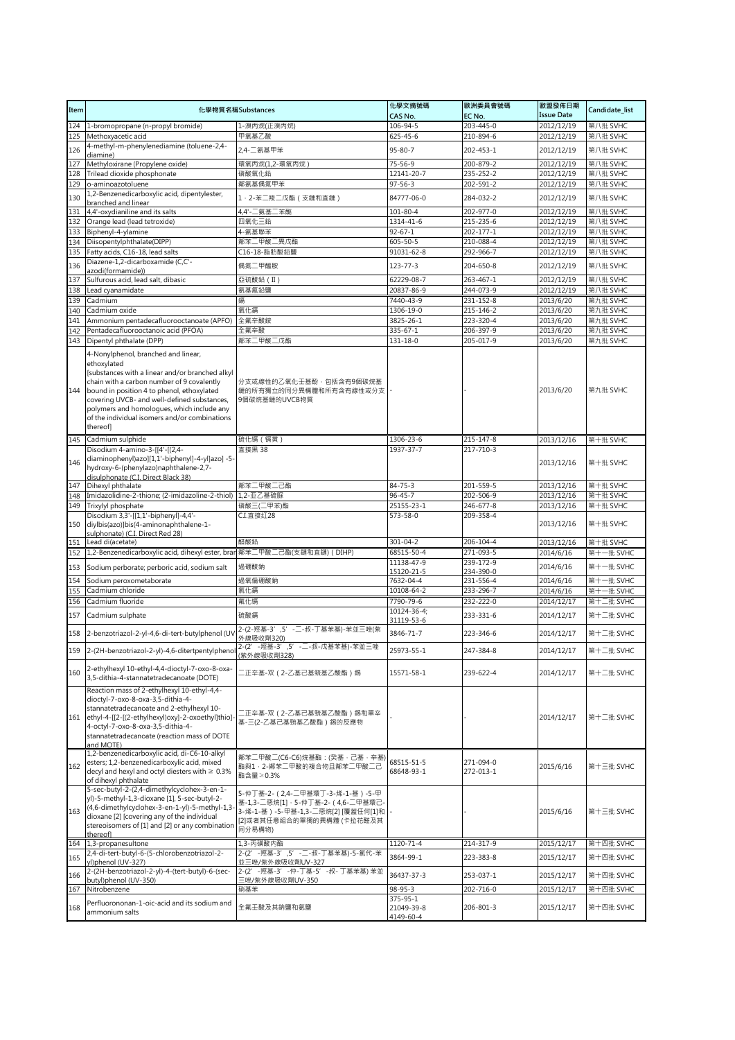| Item | 化學物質名稱Substances | | 化學文摘號碼 CAS No. | 歐洲委員會號碼 EC No. | 歐盟發佈日期 Issue Date | Candidate_list |
|---|---|---|---|---|---|---|
| 124 | 1-bromopropane (n-propyl bromide) | 1-溴丙烷(正溴丙烷) | 106-94-5 | 203-445-0 | 2012/12/19 | 第八批 SVHC |
| 125 | Methoxyacetic acid | 甲氧基乙酸 | 625-45-6 | 210-894-6 | 2012/12/19 | 第八批 SVHC |
| 126 | 4-methyl-m-phenylenediamine (toluene-2,4-diamine) | 2,4-二氨基甲苯 | 95-80-7 | 202-453-1 | 2012/12/19 | 第八批 SVHC |
| 127 | Methyloxirane (Propylene oxide) | 環氧丙烷(1,2-環氧丙烷) | 75-56-9 | 200-879-2 | 2012/12/19 | 第八批 SVHC |
| 128 | Trilead dioxide phosphonate | 磷酸氧化鉛 | 12141-20-7 | 235-252-2 | 2012/12/19 | 第八批 SVHC |
| 129 | o-aminoazotoluene | 鄰氨基偶氮甲苯 | 97-56-3 | 202-591-2 | 2012/12/19 | 第八批 SVHC |
| 130 | 1,2-Benzenedicarboxylic acid, dipentylester, branched and linear | 1，2-苯二羧二戊酯（支鏈和直鏈） | 84777-06-0 | 284-032-2 | 2012/12/19 | 第八批 SVHC |
| 131 | 4,4'-oxydianiline and its salts | 4,4'-二氨基二苯醚 | 101-80-4 | 202-977-0 | 2012/12/19 | 第八批 SVHC |
| 132 | Orange lead (lead tetroxide) | 四氧化三鉛 | 1314-41-6 | 215-235-6 | 2012/12/19 | 第八批 SVHC |
| 133 | Biphenyl-4-ylamine | 4-氨基聯苯 | 92-67-1 | 202-177-1 | 2012/12/19 | 第八批 SVHC |
| 134 | Diisopentylphthalate(DIPP) | 鄰苯二甲酸二異戊酯 | 605-50-5 | 210-088-4 | 2012/12/19 | 第八批 SVHC |
| 135 | Fatty acids, C16-18, lead salts | C16-18-脂肪酸鉛鹽 | 91031-62-8 | 292-966-7 | 2012/12/19 | 第八批 SVHC |
| 136 | Diazene-1,2-dicarboxamide (C,C'-azodi(formamide)) | 偶氮二甲醯胺 | 123-77-3 | 204-650-8 | 2012/12/19 | 第八批 SVHC |
| 137 | Sulfurous acid, lead salt, dibasic | 亞硫酸鉛（Ⅱ） | 62229-08-7 | 263-467-1 | 2012/12/19 | 第八批 SVHC |
| 138 | Lead cyanamidate | 氨基氰鉛鹽 | 20837-86-9 | 244-073-9 | 2012/12/19 | 第八批 SVHC |
| 139 | Cadmium | 鎘 | 7440-43-9 | 231-152-8 | 2013/6/20 | 第九批 SVHC |
| 140 | Cadmium oxide | 氧化鎘 | 1306-19-0 | 215-146-2 | 2013/6/20 | 第九批 SVHC |
| 141 | Ammonium pentadecafluorooctanoate (APFO) | 全氟辛酸銨 | 3825-26-1 | 223-320-4 | 2013/6/20 | 第九批 SVHC |
| 142 | Pentadecafluorooctanoic acid (PFOA) | 全氟辛酸 | 335-67-1 | 206-397-9 | 2013/6/20 | 第九批 SVHC |
| 143 | Dipentyl phthalate (DPP) | 鄰苯二甲酸二戊酯 | 131-18-0 | 205-017-9 | 2013/6/20 | 第九批 SVHC |
| 144 | 4-Nonylphenol, branched and linear, ethoxylated [substances with a linear and/or branched alkyl chain with a carbon number of 9 covalently bound in position 4 to phenol, ethoxylated covering UVCB- and well-defined substances, polymers and homologues, which include any of the individual isomers and/or combinations thereof] | 分支或線性的乙氧化壬基酚，包括含有9個碳烷鏈的所有獨立的同分異構體和所有含有線性或分支9個碳烷基鏈的UVCB物質 | - | - | 2013/6/20 | 第九批 SVHC |
| 145 | Cadmium sulphide | 硫化鎘（鎘黃） | 1306-23-6 | 215-147-8 | 2013/12/16 | 第十批 SVHC |
| 146 | Disodium 4-amino-3-[[4'-[(2,4-diaminophenyl)azo][1,1'-biphenyl]-4-yl]azo] -5-hydroxy-6-(phenylazo)naphthalene-2,7-disulphonate (C.I. Direct Black 38) | 直接黑 38 | 1937-37-7 | 217-710-3 | 2013/12/16 | 第十批 SVHC |
| 147 | Dihexyl phthalate | 鄰苯二甲酸二己酯 | 84-75-3 | 201-559-5 | 2013/12/16 | 第十批 SVHC |
| 148 | Imidazolidine-2-thione; (2-imidazoline-2-thiol) | 1,2-亞乙基硫脲 | 96-45-7 | 202-506-9 | 2013/12/16 | 第十批 SVHC |
| 149 | Trixylyl phosphate | 磷酸三(二甲苯)酯 | 25155-23-1 | 246-677-8 | 2013/12/16 | 第十批 SVHC |
| 150 | Disodium 3,3'-[[1,1'-biphenyl]-4,4'-diylbis(azo)]bis(4-aminonaphthalene-1-sulphonate) (C.I. Direct Red 28) | C.I.直接紅28 | 573-58-0 | 209-358-4 | 2013/12/16 | 第十批 SVHC |
| 151 | Lead di(acetate) | 醋酸鉛 | 301-04-2 | 206-104-4 | 2013/12/16 | 第十批 SVHC |
| 152 | 1,2-Benzenedicarboxylic acid, dihexyl ester, bran | 鄰苯二甲酸二己酯(支鏈和直鏈)（DIHP) | 68515-50-4 | 271-093-5 | 2014/6/16 | 第十一批 SVHC |
| 153 | Sodium perborate; perboric acid, sodium salt | 過硼酸鈉 | 11138-47-9 15120-21-5 | 239-172-9 234-390-0 | 2014/6/16 | 第十一批 SVHC |
| 154 | Sodium peroxometaborate | 過氧偏硼酸鈉 | 7632-04-4 | 231-556-4 | 2014/6/16 | 第十一批 SVHC |
| 155 | Cadmium chloride | 氯化鎘 | 10108-64-2 | 233-296-7 | 2014/6/16 | 第十一批 SVHC |
| 156 | Cadmium fluoride | 氟化鎘 | 7790-79-6 | 232-222-0 | 2014/12/17 | 第十二批 SVHC |
| 157 | Cadmium sulphate | 硫酸鎘 | 10124-36-4; 31119-53-6 | 233-331-6 | 2014/12/17 | 第十二批 SVHC |
| 158 | 2-benzotriazol-2-yl-4,6-di-tert-butylphenol (UV | 2-(2-羥基-3',5'-二-叔-丁基苯基)-苯並三唑(紫外線吸收劑320) | 3846-71-7 | 223-346-6 | 2014/12/17 | 第十二批 SVHC |
| 159 | 2-(2H-benzotriazol-2-yl)-4,6-ditertpentylphenol | 2-(2'-羥基-3',5'-二-叔-戊基苯基)-苯並三唑(紫外線吸收劑328) | 25973-55-1 | 247-384-8 | 2014/12/17 | 第十二批 SVHC |
| 160 | 2-ethylhexyl 10-ethyl-4,4-dioctyl-7-oxo-8-oxa-3,5-dithia-4-stannatetradecanoate (DOTE) | 二正辛基-双（2-乙基己基巯基乙酸酯）錫 | 15571-58-1 | 239-622-4 | 2014/12/17 | 第十二批 SVHC |
| 161 | Reaction mass of 2-ethylhexyl 10-ethyl-4,4-dioctyl-7-oxo-8-oxa-3,5-dithia-4-stannatetradecanoate and 2-ethylhexyl 10-ethyl-4-[[2-[(2-ethylhexyl)oxy]-2-oxoethyl]thio]-4-octyl-7-oxo-8-oxa-3,5-dithia-4-stannatetradecanoate (reaction mass of DOTE and MOTE) | 二正辛基-双（2-乙基己基巯基乙酸酯）錫和單辛基-三(2-乙基己基巯基乙酸酯）錫的反應物 | - | - | 2014/12/17 | 第十二批 SVHC |
| 162 | 1,2-benzenedicarboxylic acid, di-C6-10-alkyl esters; 1,2-benzenedicarboxylic acid, mixed decyl and hexyl and octyl diesters with ≥ 0.3% of dihexyl phthalate | 鄰苯二甲酸二(C6-C6)烷基酯；(癸基、己基、辛基)酯與1，2-鄰苯二甲酸的複合物且鄰苯二甲酸二己酯含量≥0.3% | 68515-51-5 68648-93-1 | 271-094-0 272-013-1 | 2015/6/16 | 第十三批 SVHC |
| 163 | 5-sec-butyl-2-(2,4-dimethylcyclohex-3-en-1-yl)-5-methyl-1,3-dioxane [1], 5-sec-butyl-2-(4,6-dimethylcyclohex-3-en-1-yl)-5-methyl-1,3-dioxane [2] [covering any of the individual stereoisomers of [1] and [2] or any combination thereof] | 5-仲丁基-2-（2,4-二甲基環丁-3-烯-1-基）-5-甲基-1,3-二噁烷[1]，5-仲丁基-2-（4,6-二甲基環己-3-烯-1-基）-5-甲基-1,3-二噁烷[2] [覆蓋任何[1]和[2]或者其任意組合的單獨的異構體 (卡拉花醛及其同分易構物) | - | - | 2015/6/16 | 第十三批 SVHC |
| 164 | 1,3-propanesultone | 1,3-丙磺酸內酯 | 1120-71-4 | 214-317-9 | 2015/12/17 | 第十四批 SVHC |
| 165 | 2,4-di-tert-butyl-6-(5-chlorobenzotriazol-2-yl)phenol (UV-327) | 2-(2'-羥基-3',5'-二-叔-丁基苯基)-5-氯代-苯並三唑/紫外線吸收劑UV-327 | 3864-99-1 | 223-383-8 | 2015/12/17 | 第十四批 SVHC |
| 166 | 2-(2H-benzotriazol-2-yl)-4-(tert-butyl)-6-(sec-butyl)phenol (UV-350) | 2-(2'-羥基-3'-仲-丁基-5'-叔-丁基苯基)苯並三唑/紫外線吸收劑UV-350 | 36437-37-3 | 253-037-1 | 2015/12/17 | 第十四批 SVHC |
| 167 | Nitrobenzene | 硝基苯 | 98-95-3 | 202-716-0 | 2015/12/17 | 第十四批 SVHC |
| 168 | Perfluorononan-1-oic-acid and its sodium and ammonium salts | 全氟壬酸及其鈉鹽和氨鹽 | 375-95-1 21049-39-8 4149-60-4 | 206-801-3 | 2015/12/17 | 第十四批 SVHC |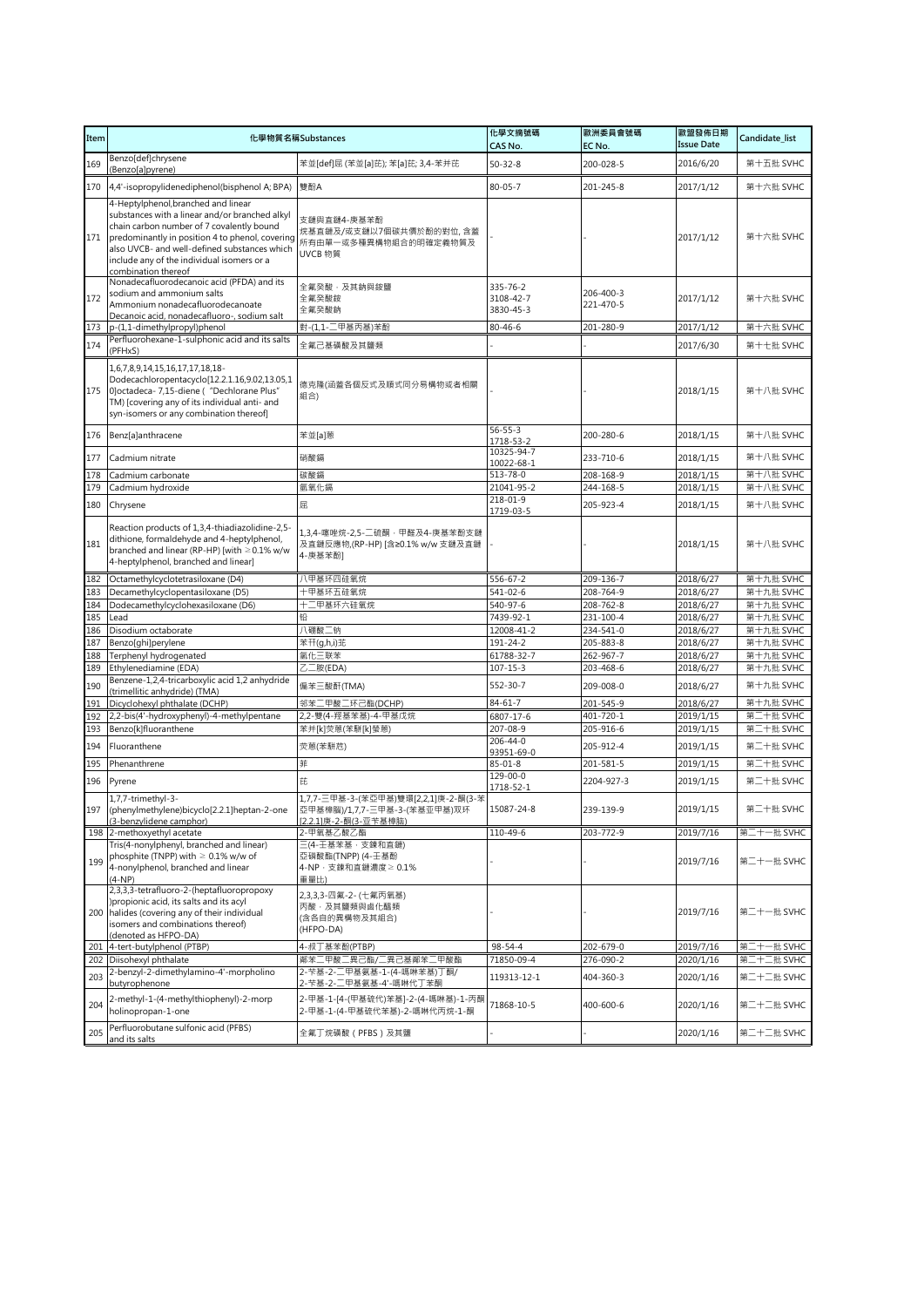| Item | 化學物質名稱Substances | | 化學文摘號碼 CAS No. | 歐洲委員會號碼 EC No. | 歐盟發佈日期 Issue Date | Candidate_list |
|---|---|---|---|---|---|---|
| 169 | Benzo[def]chrysene (Benzo[a]pyrene) | 苯並[def]屈 (苯並[a]芘); 苯[a]芘; 3,4-苯并芘 | 50-32-8 | 200-028-5 | 2016/6/20 | 第十五批 SVHC |
| 170 | 4,4'-isopropylidenediphenol(bisphenol A; BPA) | 雙酚A | 80-05-7 | 201-245-8 | 2017/1/12 | 第十六批 SVHC |
| 171 | 4-Heptylphenol,branched and linear substances with a linear and/or branched alkyl chain carbon number of 7 covalently bound predominantly in position 4 to phenol, covering also UVCB- and well-defined substances which include any of the individual isomers or a combination thereof | 支鏈與直鏈4-庚基苯酚 烷基直鏈及/或支鏈以7個碳共價於酚的對位, 含蓋所有由單一或多種異構物組合的明確定義物質及UVCB 物質 | - | - | 2017/1/12 | 第十六批 SVHC |
| 172 | Nonadecafluorodecanoic acid (PFDA) and its sodium and ammonium salts Ammonium nonadecafluorodecanoate Decanoic acid, nonadecafluoro-, sodium salt | 全氟癸酸，及其鈉與銨鹽 全氟癸酸銨 全氟癸酸鈉 | 335-76-2 3108-42-7 3830-45-3 | 206-400-3 221-470-5 | 2017/1/12 | 第十六批 SVHC |
| 173 | p-(1,1-dimethylpropyl)phenol | 對-(1,1-二甲基丙基)苯酚 | 80-46-6 | 201-280-9 | 2017/1/12 | 第十六批 SVHC |
| 174 | Perfluorohexane-1-sulphonic acid and its salts (PFHxS) | 全氟己基磺酸及其鹽類 | - | - | 2017/6/30 | 第十七批 SVHC |
| 175 | 1,6,7,8,9,14,15,16,17,17,18,18-Dodecachloropentacyclo[12.2.1.16,9.02,13.05,10]octadeca- 7,15-diene（"Dechlorane Plus" TM) [covering any of its individual anti- and syn-isomers or any combination thereof] | 德克隆(涵蓋各個反式及順式同分異構物或者相關組合) | - | - | 2018/1/15 | 第十八批 SVHC |
| 176 | Benz[a]anthracene | 苯並[a]蒽 | 56-55-3 1718-53-2 | 200-280-6 | 2018/1/15 | 第十八批 SVHC |
| 177 | Cadmium nitrate | 硝酸鎘 | 10325-94-7 10022-68-1 | 233-710-6 | 2018/1/15 | 第十八批 SVHC |
| 178 | Cadmium carbonate | 碳酸鎘 | 513-78-0 | 208-168-9 | 2018/1/15 | 第十八批 SVHC |
| 179 | Cadmium hydroxide | 氫氧化鎘 | 21041-95-2 | 244-168-5 | 2018/1/15 | 第十八批 SVHC |
| 180 | Chrysene | 屈 | 218-01-9 1719-03-5 | 205-923-4 | 2018/1/15 | 第十八批 SVHC |
| 181 | Reaction products of 1,3,4-thiadiazolidine-2,5-dithione, formaldehyde and 4-heptylphenol, branched and linear (RP-HP) [with ≥0.1% w/w 4-heptylphenol, branched and linear] | 1,3,4-噻唑烷-2,5-二硫酮，甲醛及4-庚基苯酚支鏈及直鏈反應物,(RP-HP) [含≥0.1% w/w 支鏈及直鏈4-庚基苯酚] | - | - | 2018/1/15 | 第十八批 SVHC |
| 182 | Octamethylcyclotetrasiloxane (D4) | 八甲基環四硅氧烷 | 556-67-2 | 209-136-7 | 2018/6/27 | 第十九批 SVHC |
| 183 | Decamethylcyclopentasiloxane (D5) | 十甲基環五硅氧烷 | 541-02-6 | 208-764-9 | 2018/6/27 | 第十九批 SVHC |
| 184 | Dodecamethylcyclohexasiloxane (D6) | 十二甲基環六硅氧烷 | 540-97-6 | 208-762-8 | 2018/6/27 | 第十九批 SVHC |
| 185 | Lead | 鉛 | 7439-92-1 | 231-100-4 | 2018/6/27 | 第十九批 SVHC |
| 186 | Disodium octaborate | 八硼酸二钠 | 12008-41-2 | 234-541-0 | 2018/6/27 | 第十九批 SVHC |
| 187 | Benzo[ghi]perylene | 苯幷(g,h,i)苝 | 191-24-2 | 205-883-8 | 2018/6/27 | 第十九批 SVHC |
| 188 | Terphenyl hydrogenated | 氫化三联苯 | 61788-32-7 | 262-967-7 | 2018/6/27 | 第十九批 SVHC |
| 189 | Ethylenediamine (EDA) | 乙二胺(EDA) | 107-15-3 | 203-468-6 | 2018/6/27 | 第十九批 SVHC |
| 190 | Benzene-1,2,4-tricarboxylic acid 1,2 anhydride (trimellitic anhydride) (TMA) | 偏苯三酸酐(TMA) | 552-30-7 | 209-008-0 | 2018/6/27 | 第十九批 SVHC |
| 191 | Dicyclohexyl phthalate (DCHP) | 邻苯二甲酸二环己酯(DCHP) | 84-61-7 | 201-545-9 | 2018/6/27 | 第十九批 SVHC |
| 192 | 2,2-bis(4'-hydroxyphenyl)-4-methylpentane | 2,2-雙(4-羥基苯基)-4-甲基戊烷 | 6807-17-6 | 401-720-1 | 2019/1/15 | 第二十批 SVHC |
| 193 | Benzo[k]fluoranthene | 苯并[k]荧蒽(苯駢[k]螢蒽) | 207-08-9 | 205-916-6 | 2019/1/15 | 第二十批 SVHC |
| 194 | Fluoranthene | 荧蒽(苯駢芴) | 206-44-0 93951-69-0 | 205-912-4 | 2019/1/15 | 第二十批 SVHC |
| 195 | Phenanthrene | 菲 | 85-01-8 | 201-581-5 | 2019/1/15 | 第二十批 SVHC |
| 196 | Pyrene | 芘 | 129-00-0 1718-52-1 | 2204-927-3 | 2019/1/15 | 第二十批 SVHC |
| 197 | 1,7,7-trimethyl-3-(phenylmethylene)bicyclo[2.2.1]heptan-2-one (3-benzylidene camphor) | 1,7,7-三甲基-3-(苯亞甲基)雙環[2,2,1]庚-2-酮(3-苯亞甲基樟腦)/1,7,7-三甲基-3-(苯基亚甲基)双环[2.2.1]庚-2-酮(3-亚苄基樟脑) | 15087-24-8 | 239-139-9 | 2019/1/15 | 第二十批 SVHC |
| 198 | 2-methoxyethyl acetate | 2-甲氧基乙酸乙酯 | 110-49-6 | 203-772-9 | 2019/7/16 | 第二十一批 SVHC |
| 199 | Tris(4-nonylphenyl, branched and linear) phosphite (TNPP) with ≥ 0.1% w/w of 4-nonylphenol, branched and linear (4-NP) | 三(4-壬基苯基，支鏈和直鏈) 亞磷酸酯(TNPP) (4-壬基酚 4-NP，支鏈和直鏈濃度≥0.1% 重量比) | - | - | 2019/7/16 | 第二十一批 SVHC |
| 200 | 2,3,3,3-tetrafluoro-2-(heptafluoropropoxy)propionic acid, its salts and its acyl halides (covering any of their individual isomers and combinations thereof) (denoted as HFPO-DA) | 2,3,3,3-四氟-2-(七氟丙氧基)丙酸，及其鹽類與鹵化醯類 (含各自的異構物及其組合) (HFPO-DA) | - | - | 2019/7/16 | 第二十一批 SVHC |
| 201 | 4-tert-butylphenol (PTBP) | 4-叔丁基苯酚(PTBP) | 98-54-4 | 202-679-0 | 2019/7/16 | 第二十一批 SVHC |
| 202 | Diisohexyl phthalate | 鄰苯二甲酸二異己酯/二異己基鄰苯二甲酸酯 | 71850-09-4 | 276-090-2 | 2020/1/16 | 第二十二批 SVHC |
| 203 | 2-benzyl-2-dimethylamino-4'-morpholinobutyrophenone | 2-芐基-2-二甲基氨基-1-(4-嗎啉苯基)丁酮/ 2-苄基-2-二甲基氨基-4'-嗎啉代丁苯酮 | 119313-12-1 | 404-360-3 | 2020/1/16 | 第二十二批 SVHC |
| 204 | 2-methyl-1-(4-methylthiophenyl)-2-morpholinopropan-1-one | 2-甲基-1-[4-(甲基硫代)苯基]-2-(4-嗎啉基)-1-丙酮 2-甲基-1-(4-甲基硫代苯基)-2-嗎啉代丙烷-1-酮 | 71868-10-5 | 400-600-6 | 2020/1/16 | 第二十二批 SVHC |
| 205 | Perfluorobutane sulfonic acid (PFBS) and its salts | 全氟丁烷磺酸（PFBS）及其鹽 | - | - | 2020/1/16 | 第二十二批 SVHC |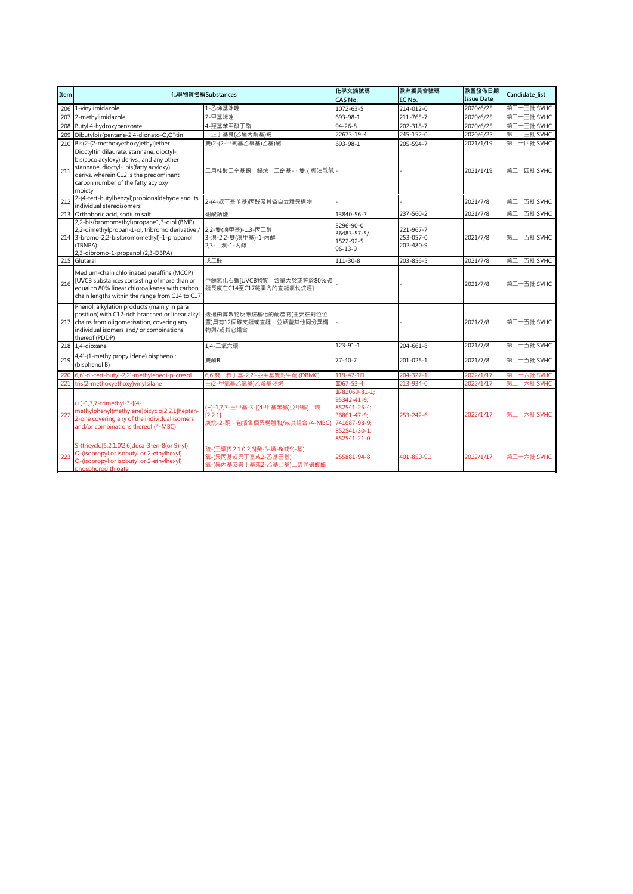| Item | 化學物質名稱Substances | | 化學文摘號碼 CAS No. | 歐洲委員會號碼 EC No. | 歐盟發佈日期 Issue Date | Candidate_list |
|---|---|---|---|---|---|---|
| 206 | 1-vinylimidazole | 1-乙烯基咪唑 | 1072-63-5 | 214-012-0 | 2020/6/25 | 第二十三批 SVHC |
| 207 | 2-methylimidazole | 2-甲基咪唑 | 693-98-1 | 211-765-7 | 2020/6/25 | 第二十三批 SVHC |
| 208 | Butyl 4-hydroxybenzoate | 4-羥基苯甲酸丁酯 | 94-26-8 | 202-318-7 | 2020/6/25 | 第二十三批 SVHC |
| 209 | Dibutylbis(pentane-2,4-dionato-O,O')tin | 二正丁基雙(乙醯丙酮基)錫 | 22673-19-4 | 245-152-0 | 2020/6/25 | 第二十三批 SVHC |
| 210 | Bis(2-(2-methoxyethoxy)ethyl)ether | 雙(2-(2-甲氧基乙氧基)乙基)醚 | 693-98-1 | 205-594-7 | 2021/1/19 | 第二十四批 SVHC |
| 211 | Dioctyltin dilaurate, stannane, dioctyl-, bis(coco acyloxy) derivs., and any other stannane, dioctyl-, bis(fatty acyloxy) derivs. wherein C12 is the predominant carbon number of the fatty acyloxy moiety | 二月桂酸二辛基錫，錫烷，二辛基-，雙（椰油酰氧 | - | - | 2021/1/19 | 第二十四批 SVHC |
| 212 | 2-(4-tert-butylbenzyl)propionaldehyde and its individual stereoisomers | 2-(4-叔丁基苄基)丙醛及其各自立體異構物 | - | - | 2021/7/8 | 第二十五批 SVHC |
| 213 | Orthoboric acid, sodium salt | 硼酸鈉鹽 | 13840-56-7 | 237-560-2 | 2021/7/8 | 第二十五批 SVHC |
| 214 | 2,2-bis(bromomethyl)propane1,3-diol (BMP) 2,2-dimethylpropan-1-ol, tribromo derivative / 3-bromo-2,2-bis(bromomethyl)-1-propanol (TBNPA) 2,3-dibromo-1-propanol (2,3-DBPA) | 2,2-雙(溴甲基)-1,3-丙二醇 3-溴-2,2-雙(溴甲基)-1-丙醇 2,3-二溴-1-丙醇 | 3296-90-0 36483-57-5/ 1522-92-5 96-13-9 | 221-967-7 253-057-0 202-480-9 | 2021/7/8 | 第二十五批 SVHC |
| 215 | Glutaral | 戊二醛 | 111-30-8 | 203-856-5 | 2021/7/8 | 第二十五批 SVHC |
| 216 | Medium-chain chlorinated paraffins (MCCP) [UVCB substances consisting of more than or equal to 80% linear chloroalkanes with carbon chain lengths within the range from C14 to C17] | 中鏈氯化石蠟[UVCB物質，含量大於或等於80%碳鏈長度在C14至C17範圍內的直鏈氯代烷烴] | - | - | 2021/7/8 | 第二十五批 SVHC |
| 217 | Phenol, alkylation products (mainly in para position) with C12-rich branched or linear alkyl chains from oligomerisation, covering any individual isomers and/ or combinations thereof (PDDP) | 透過由寡聚物反應烷基化的酚產物(主要在對位位置)具有12個碳支鏈或直鏈，並涵蓋其他同分異構物與/或其它組合 | - | - | 2021/7/8 | 第二十五批 SVHC |
| 218 | 1,4-dioxane | 1,4-二氧六環 | 123-91-1 | 204-661-8 | 2021/7/8 | 第二十五批 SVHC |
| 219 | 4,4'-(1-methylpropylidene) bisphenol; (bisphenol B) | 雙酚B | 77-40-7 | 201-025-1 | 2021/7/8 | 第二十五批 SVHC |
| 220 | 6,6'-di-tert-butyl-2,2'-methylenedi-p-cresol | 6,6'雙二叔丁基-2,2'-亞甲基雙對甲酚 (DBMC) | 119-47-1 | 204-327-1 | 2022/1/17 | 第二十六批 SVHC |
| 221 | tris(2-methoxyethoxy)vinylsilane | 三(2-甲氧基乙氧基)乙烯基矽烷 | 1067-53-4 | 213-934-0 | 2022/1/17 | 第二十六批 SVHC |
| 222 | (±)-1,7,7-trimethyl-3-[(4-methylphenyl)methylene]bicyclo[2.2.1]heptan-2-one covering any of the individual isomers and/or combinations thereof (4-MBC) | (±)-1,7,7-三甲基-3-[(4-甲基苯基)亞甲基]二環[2.2.1]庚烷-2-酮，包括各個異構體和/或其組合 (4-MBC) | 1782069-81-1; 95342-41-9; 852541-25-4; 36861-47-9; 741687-98-9; 852541-30-1; 852541-21-0 | 253-242-6 | 2022/1/17 | 第二十六批 SVHC |
| 223 | S-(tricyclo[5.2.1.0'2,6]deca-3-en-8(or 9)-yl) O-(isopropyl or isobutyl or 2-ethylhexyl) O-(isopropyl or isobutyl or 2-ethylhexyl) phosphorodithioate | 硫-(三環[5.2.1.0'2,6]癸-3-烯-8(或9)-基) 氧-(異丙基或異丁基或2-乙基己基) 氧-(異丙基或異丁基或2-乙基己基)二硫代磷酸酯 | 255881-94-8 | 401-850-9 | 2022/1/17 | 第二十六批 SVHC |